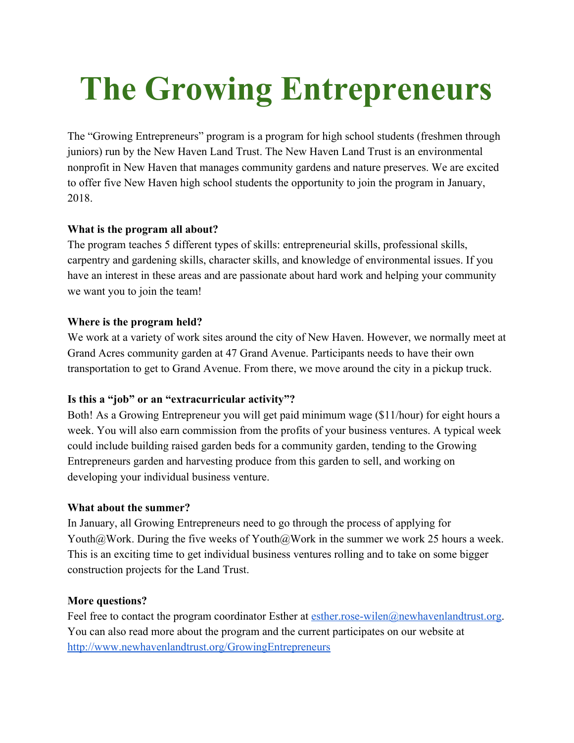# The Growing Entrepreneurs

The "Growing Entrepreneurs" program is a program for high school students (freshmen through juniors) run by the New Haven Land Trust. The New Haven Land Trust is an environmental nonprofit in New Haven that manages community gardens and nature preserves. We are excited to offer five New Haven high school students the opportunity to join the program in January, 2018.

**What is the program all about?**

The program teaches 5 different types of skills: entrepreneurial skills, professional skills, carpentry and gardening skills, character skills, and knowledge of environmental issues. If you have an interest in these areas and are passionate about hard work and helping your community we want you to join the team!

**Where is the program held?**

We work at a variety of work sites around the city of New Haven. However, we normally meet at Grand Acres community garden at 47 Grand Avenue. Participants needs to have their own transportation to get to Grand Avenue. From there, we move around the city in a pickup truck.

**Is this a "job" or an "extracurricular activity"?**

Both! As a Growing Entrepreneur you will get paid minimum wage ($11/hour) for eight hours a week. You will also earn commission from the profits of your business ventures. A typical week could include building raised garden beds for a community garden, tending to the Growing Entrepreneurs garden and harvesting produce from this garden to sell, and working on developing your individual business venture.

**What about the summer?**

In January, all Growing Entrepreneurs need to go through the process of applying for Youth@Work. During the five weeks of Youth@Work in the summer we work 25 hours a week. This is an exciting time to get individual business ventures rolling and to take on some bigger construction projects for the Land Trust.

**More questions?**

Feel free to contact the program coordinator Esther at [esther.rose-wilen@newhavenlandtrust.org](mailto:esther.rose-wilen@newhavenlandtrust.org). You can also read more about the program and the current participates on our website at [http://www.newhavenlandtrust.org/GrowingEntrepreneurs](http://www.newhavenlandtrust.org/GrowingEntrepreneurs)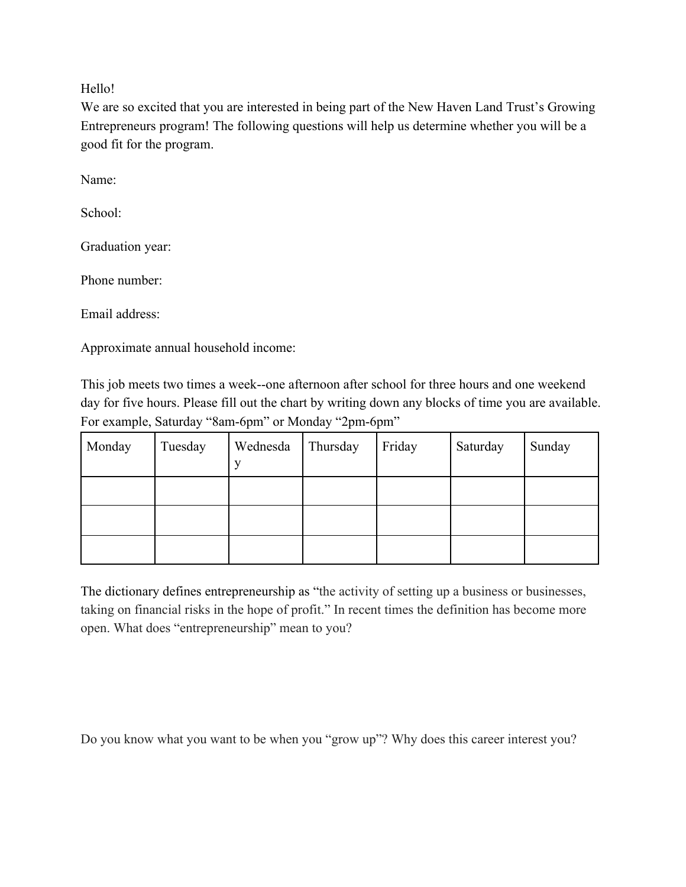Hello!
We are so excited that you are interested in being part of the New Haven Land Trust's Growing Entrepreneurs program! The following questions will help us determine whether you will be a good fit for the program.

Name:

School:

Graduation year:

Phone number:

Email address:

Approximate annual household income:

This job meets two times a week--one afternoon after school for three hours and one weekend day for five hours. Please fill out the chart by writing down any blocks of time you are available. For example, Saturday "8am-6pm" or Monday "2pm-6pm"

| Monday | Tuesday | Wednesday | Thursday | Friday | Saturday | Sunday |
|---|---|---|---|---|---|---|
| | | | | | | |
| | | | | | | |
| | | | | | | |

The dictionary defines entrepreneurship as "the activity of setting up a business or businesses, taking on financial risks in the hope of profit." In recent times the definition has become more open. What does "entrepreneurship" mean to you?

Do you know what you want to be when you "grow up"? Why does this career interest you?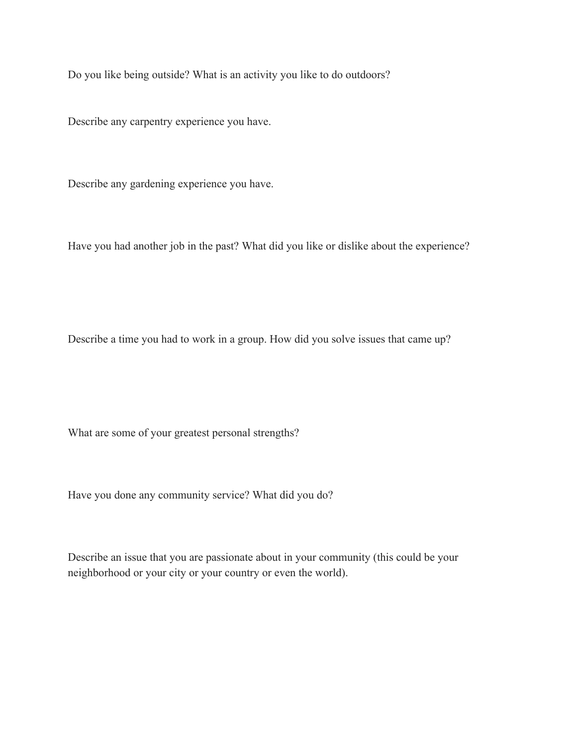Do you like being outside? What is an activity you like to do outdoors?

Describe any carpentry experience you have.

Describe any gardening experience you have.

Have you had another job in the past? What did you like or dislike about the experience?

Describe a time you had to work in a group. How did you solve issues that came up?

What are some of your greatest personal strengths?

Have you done any community service? What did you do?

Describe an issue that you are passionate about in your community (this could be your neighborhood or your city or your country or even the world).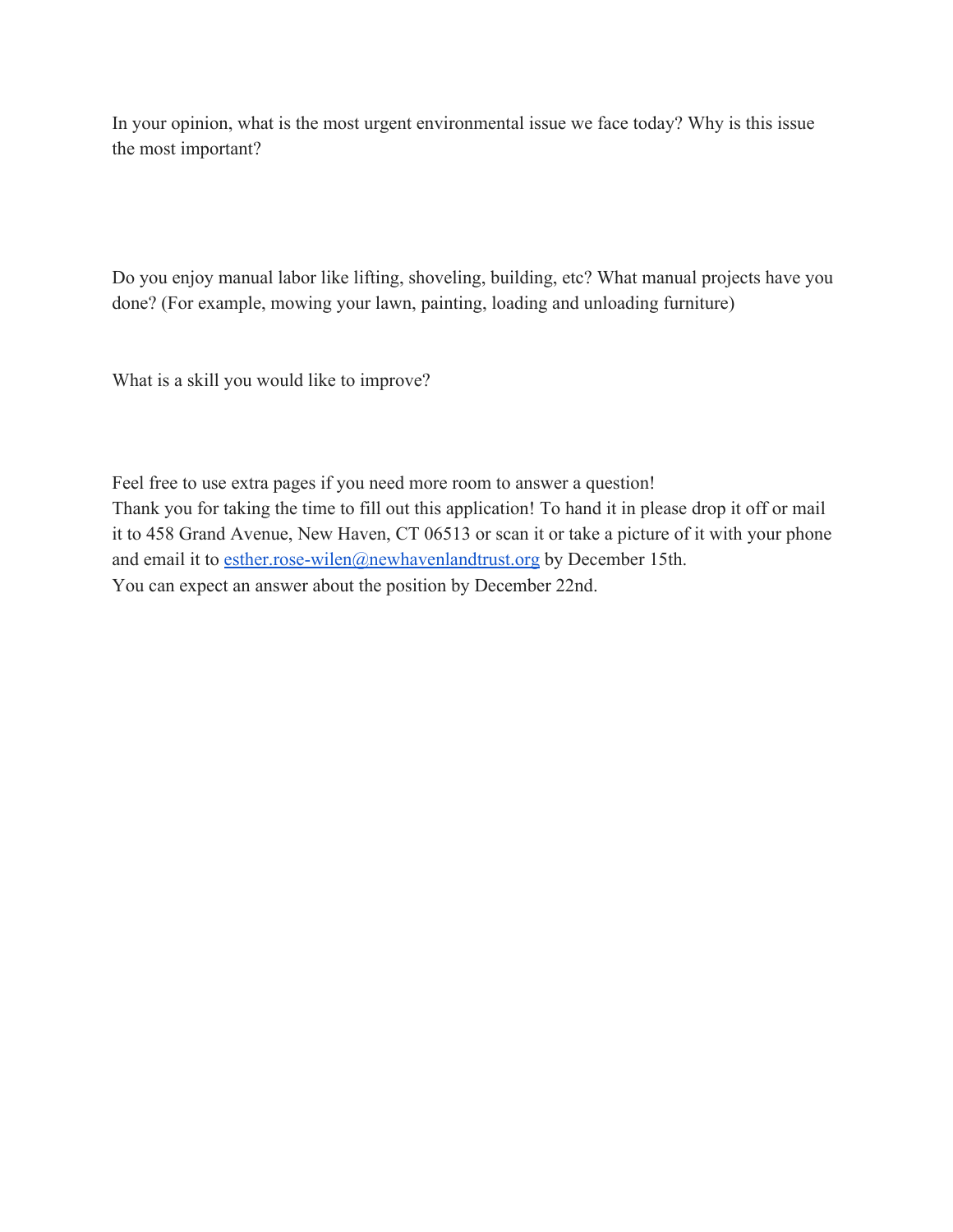In your opinion, what is the most urgent environmental issue we face today? Why is this issue the most important?

Do you enjoy manual labor like lifting, shoveling, building, etc? What manual projects have you done? (For example, mowing your lawn, painting, loading and unloading furniture)

What is a skill you would like to improve?

Feel free to use extra pages if you need more room to answer a question!
Thank you for taking the time to fill out this application! To hand it in please drop it off or mail it to 458 Grand Avenue, New Haven, CT 06513 or scan it or take a picture of it with your phone and email it to esther.rose-wilen@newhavenlandtrust.org by December 15th.
You can expect an answer about the position by December 22nd.